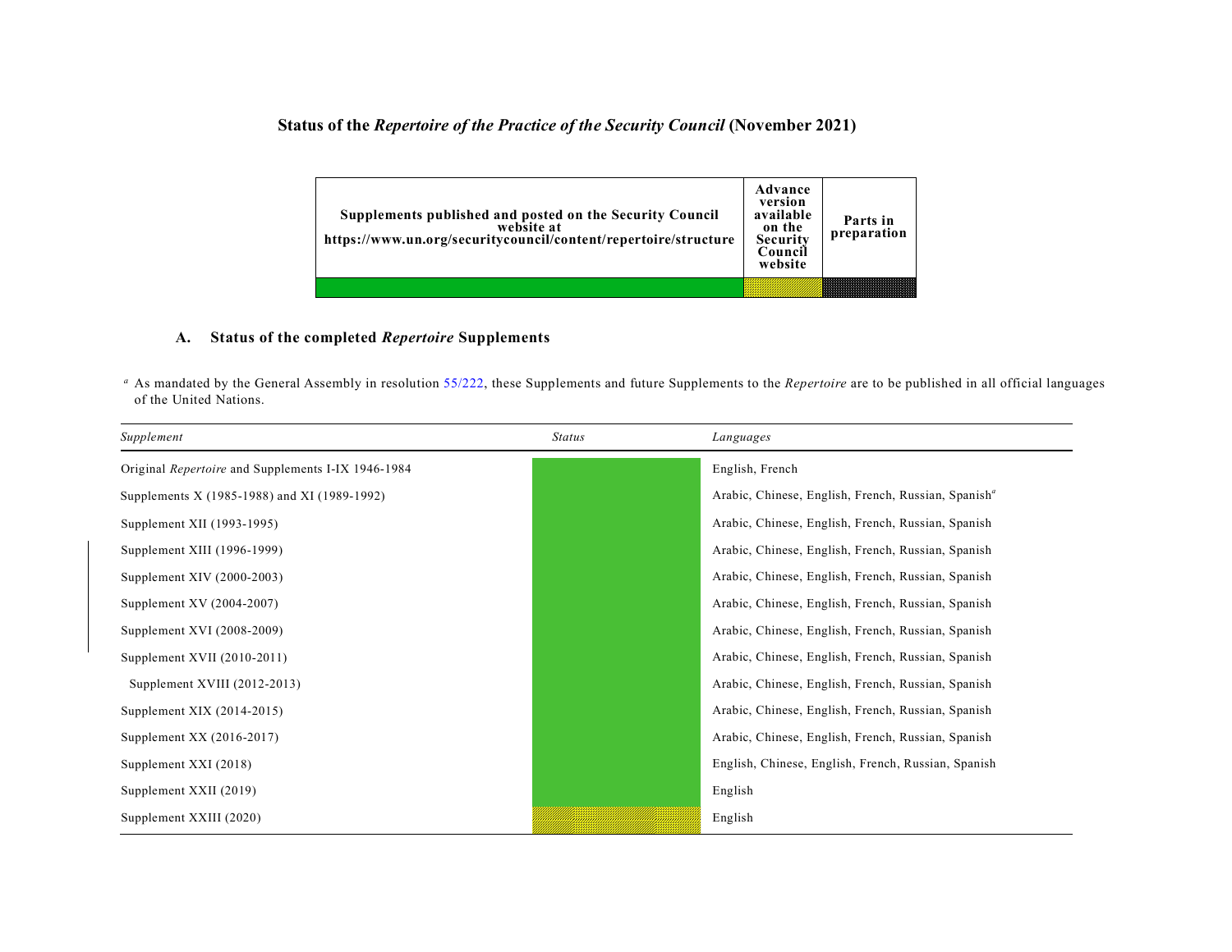# Status of the *Repertoire of the Practice of the Security Council* (November 2021)

| Supplements published and posted on the Security Council website at https://www.un.org/securitycouncil/content/repertoire/structure | Advance version available on the Security Council website | Parts in preparation |
|---|---|---|
| | | |

## A. Status of the completed *Repertoire* Supplements

[a] As mandated by the General Assembly in resolution 55/222, these Supplements and future Supplements to the *Repertoire* are to be published in all official languages of the United Nations.

| *Supplement* | *Status* | *Languages* |
|---|---|---|
| Original *Repertoire* and Supplements I-IX 1946-1984 | | English, French |
| Supplements X (1985-1988) and XI (1989-1992) | | Arabic, Chinese, English, French, Russian, Spanish[a] |
| Supplement XII (1993-1995) | | Arabic, Chinese, English, French, Russian, Spanish |
| Supplement XIII (1996-1999) | | Arabic, Chinese, English, French, Russian, Spanish |
| Supplement XIV (2000-2003) | | Arabic, Chinese, English, French, Russian, Spanish |
| Supplement XV (2004-2007) | | Arabic, Chinese, English, French, Russian, Spanish |
| Supplement XVI (2008-2009) | | Arabic, Chinese, English, French, Russian, Spanish |
| Supplement XVII (2010-2011) | | Arabic, Chinese, English, French, Russian, Spanish |
| Supplement XVIII (2012-2013) | | Arabic, Chinese, English, French, Russian, Spanish |
| Supplement XIX (2014-2015) | | Arabic, Chinese, English, French, Russian, Spanish |
| Supplement XX (2016-2017) | | Arabic, Chinese, English, French, Russian, Spanish |
| Supplement XXI (2018) | | English, Chinese, English, French, Russian, Spanish |
| Supplement XXII (2019) | | English |
| Supplement XXIII (2020) | | English |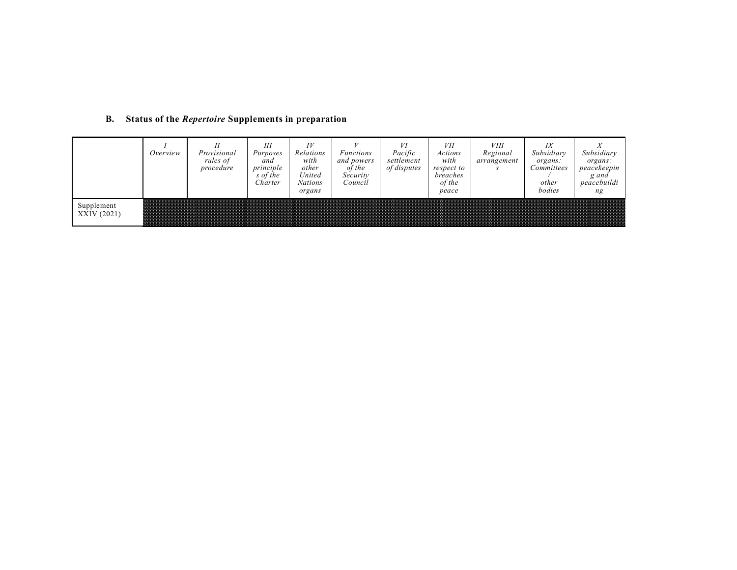### B. Status of the *Repertoire* Supplements in preparation

| | *I Overview* | *II Provisional rules of procedure* | *III Purposes and principles of the Charter* | *IV Relations with other United Nations organs* | *V Functions and powers of the Security Council* | *VI Pacific settlement of disputes* | *VII Actions with respect to breaches of the peace* | *VIII Regional arrangements* | *IX Subsidiary organs: Committees / other bodies* | *X Subsidiary organs: peacekeeping and peacebuilding* |
|---|---|---|---|---|---|---|---|---|---|---|
| Supplement XXIV (2021) | | | | | | | | | | |